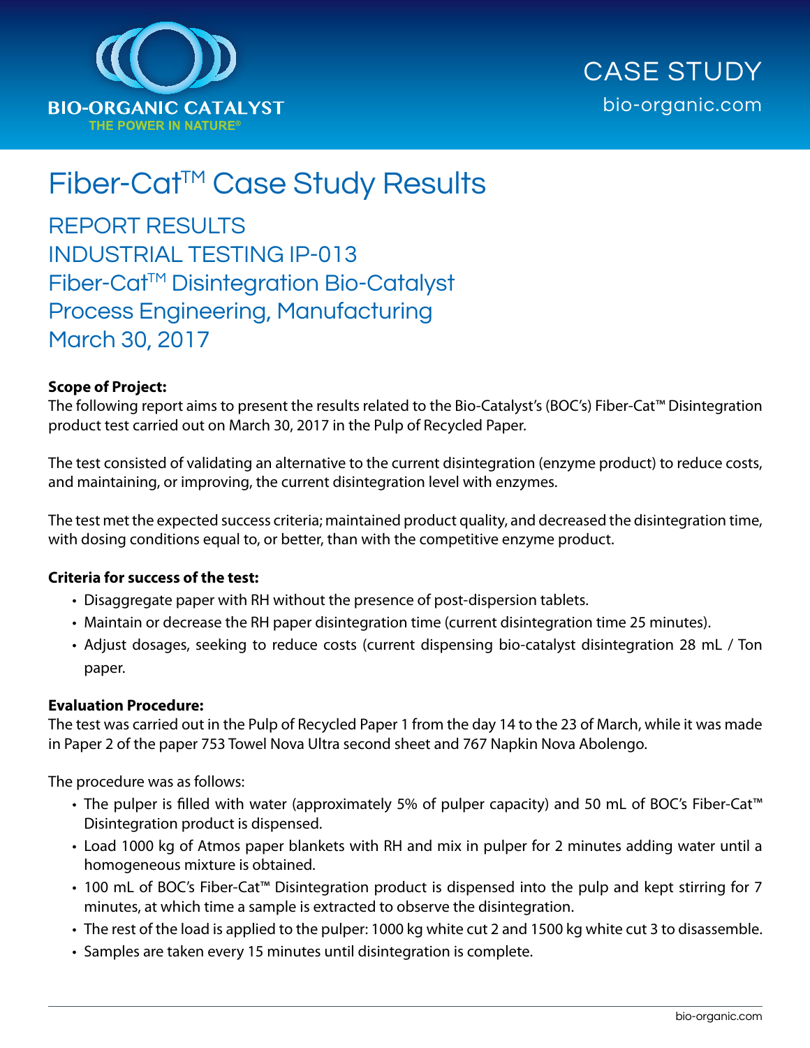BIO-ORGANIC CATALYST

THE POWER IN NATURE®

CASE STUDY

bio-organic.com

# Fiber-Cat™ Case Study Results

## REPORT RESULTS
## INDUSTRIAL TESTING IP-013
## Fiber-Cat™ Disintegration Bio-Catalyst
## Process Engineering, Manufacturing
## March 30, 2017

**Scope of Project:**

The following report aims to present the results related to the Bio-Catalyst's (BOC's) Fiber-Cat™ Disintegration product test carried out on March 30, 2017 in the Pulp of Recycled Paper.

The test consisted of validating an alternative to the current disintegration (enzyme product) to reduce costs, and maintaining, or improving, the current disintegration level with enzymes.

The test met the expected success criteria; maintained product quality, and decreased the disintegration time, with dosing conditions equal to, or better, than with the competitive enzyme product.

**Criteria for success of the test:**

- Disaggregate paper with RH without the presence of post-dispersion tablets.
- Maintain or decrease the RH paper disintegration time (current disintegration time 25 minutes).
- Adjust dosages, seeking to reduce costs (current dispensing bio-catalyst disintegration 28 mL / Ton paper.

**Evaluation Procedure:**

The test was carried out in the Pulp of Recycled Paper 1 from the day 14 to the 23 of March, while it was made in Paper 2 of the paper 753 Towel Nova Ultra second sheet and 767 Napkin Nova Abolengo.

The procedure was as follows:

- The pulper is filled with water (approximately 5% of pulper capacity) and 50 mL of BOC's Fiber-Cat™ Disintegration product is dispensed.
- Load 1000 kg of Atmos paper blankets with RH and mix in pulper for 2 minutes adding water until a homogeneous mixture is obtained.
- 100 mL of BOC's Fiber-Cat™ Disintegration product is dispensed into the pulp and kept stirring for 7 minutes, at which time a sample is extracted to observe the disintegration.
- The rest of the load is applied to the pulper: 1000 kg white cut 2 and 1500 kg white cut 3 to disassemble.
- Samples are taken every 15 minutes until disintegration is complete.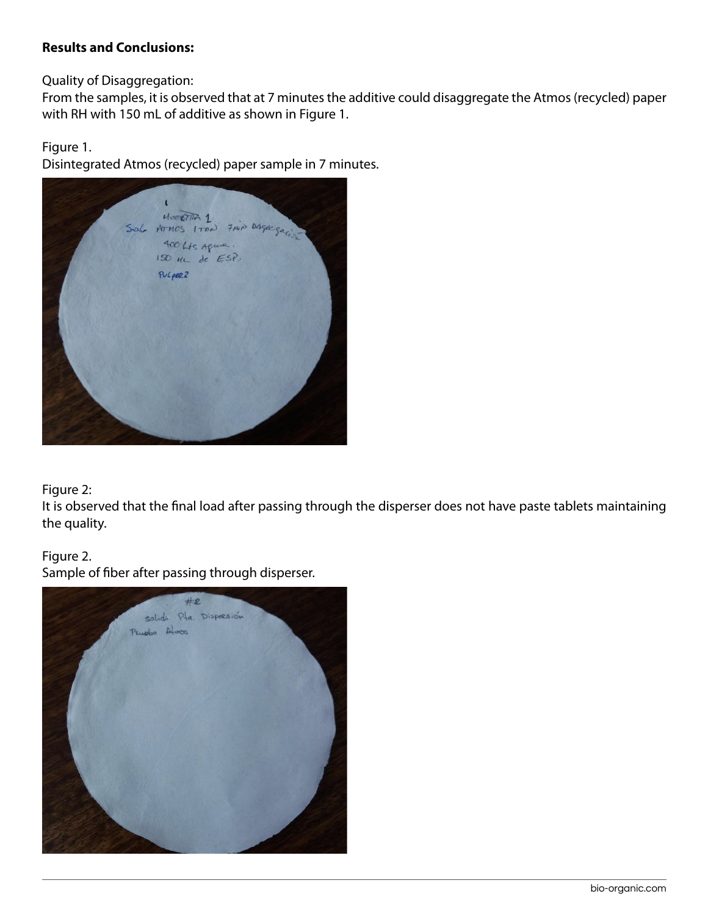**Results and Conclusions:**

Quality of Disaggregation:
From the samples, it is observed that at 7 minutes the additive could disaggregate the Atmos (recycled) paper with RH with 150 mL of additive as shown in Figure 1.

Figure 1.
Disintegrated Atmos (recycled) paper sample in 7 minutes.

Figure 2:
It is observed that the final load after passing through the disperser does not have paste tablets maintaining the quality.

Figure 2.
Sample of fiber after passing through disperser.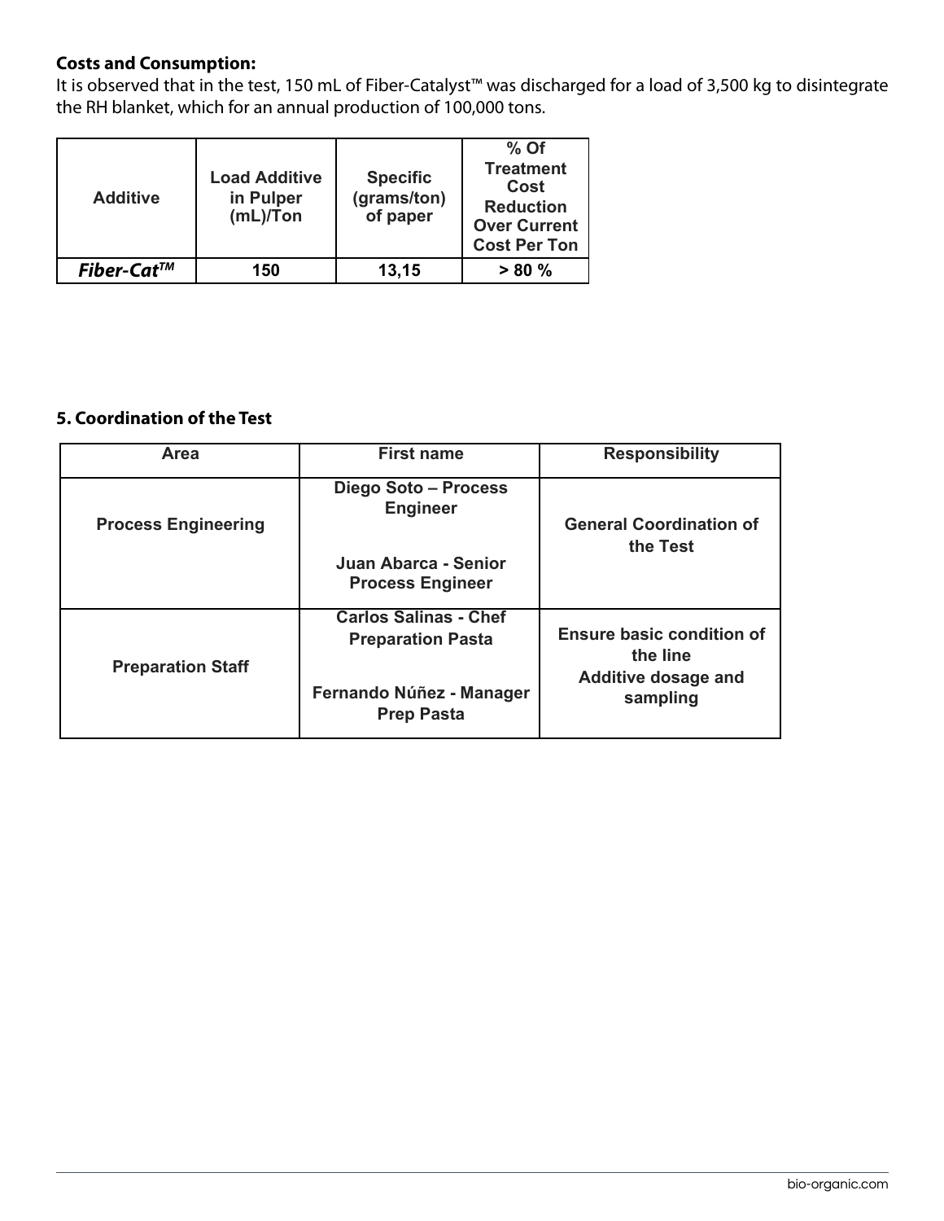**Costs and Consumption:**

It is observed that in the test, 150 mL of Fiber-Catalyst™ was discharged for a load of 3,500 kg to disintegrate the RH blanket, which for an annual production of 100,000 tons.

| Additive | Load Additive in Pulper (mL)/Ton | Specific (grams/ton) of paper | % Of Treatment Cost Reduction Over Current Cost Per Ton |
|---|---|---|---|
| ***Fiber-Cat™*** | **150** | **13,15** | **> 80 %** |

## 5. Coordination of the Test

| Area | First name | Responsibility |
|---|---|---|
| **Process Engineering** | **Diego Soto – Process Engineer**<br><br>**Juan Abarca - Senior Process Engineer** | **General Coordination of the Test** |
| **Preparation Staff** | **Carlos Salinas - Chef Preparation Pasta**<br><br>**Fernando Núñez - Manager Prep Pasta** | **Ensure basic condition of the line**<br>**Additive dosage and sampling** |